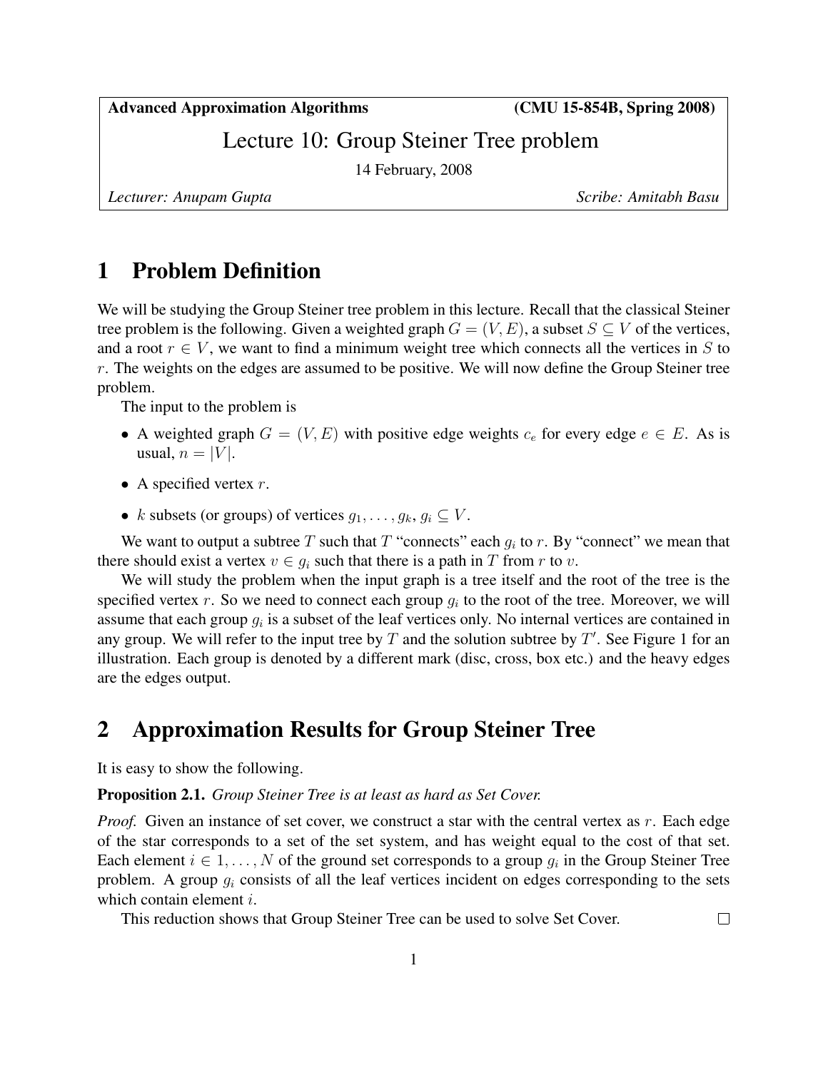**Advanced Approximation Algorithms** **(CMU 15-854B, Spring 2008)**

# Lecture 10: Group Steiner Tree problem

14 February, 2008

*Lecturer: Anupam Gupta* *Scribe: Amitabh Basu*

## 1 Problem Definition

We will be studying the Group Steiner tree problem in this lecture. Recall that the classical Steiner tree problem is the following. Given a weighted graph $G = (V, E)$, a subset $S \subseteq V$ of the vertices, and a root $r \in V$, we want to find a minimum weight tree which connects all the vertices in $S$ to $r$. The weights on the edges are assumed to be positive. We will now define the Group Steiner tree problem.

The input to the problem is

- A weighted graph $G = (V, E)$ with positive edge weights $c_e$ for every edge $e \in E$. As is usual, $n = |V|$.
- A specified vertex $r$.
- $k$ subsets (or groups) of vertices $g_1, \ldots, g_k$, $g_i \subseteq V$.

We want to output a subtree $T$ such that $T$ "connects" each $g_i$ to $r$. By "connect" we mean that there should exist a vertex $v \in g_i$ such that there is a path in $T$ from $r$ to $v$.

We will study the problem when the input graph is a tree itself and the root of the tree is the specified vertex $r$. So we need to connect each group $g_i$ to the root of the tree. Moreover, we will assume that each group $g_i$ is a subset of the leaf vertices only. No internal vertices are contained in any group. We will refer to the input tree by $T$ and the solution subtree by $T'$. See Figure 1 for an illustration. Each group is denoted by a different mark (disc, cross, box etc.) and the heavy edges are the edges output.

## 2 Approximation Results for Group Steiner Tree

It is easy to show the following.

**Proposition 2.1.** *Group Steiner Tree is at least as hard as Set Cover.*

*Proof.* Given an instance of set cover, we construct a star with the central vertex as $r$. Each edge of the star corresponds to a set of the set system, and has weight equal to the cost of that set. Each element $i \in 1, \ldots, N$ of the ground set corresponds to a group $g_i$ in the Group Steiner Tree problem. A group $g_i$ consists of all the leaf vertices incident on edges corresponding to the sets which contain element $i$.

This reduction shows that Group Steiner Tree can be used to solve Set Cover. □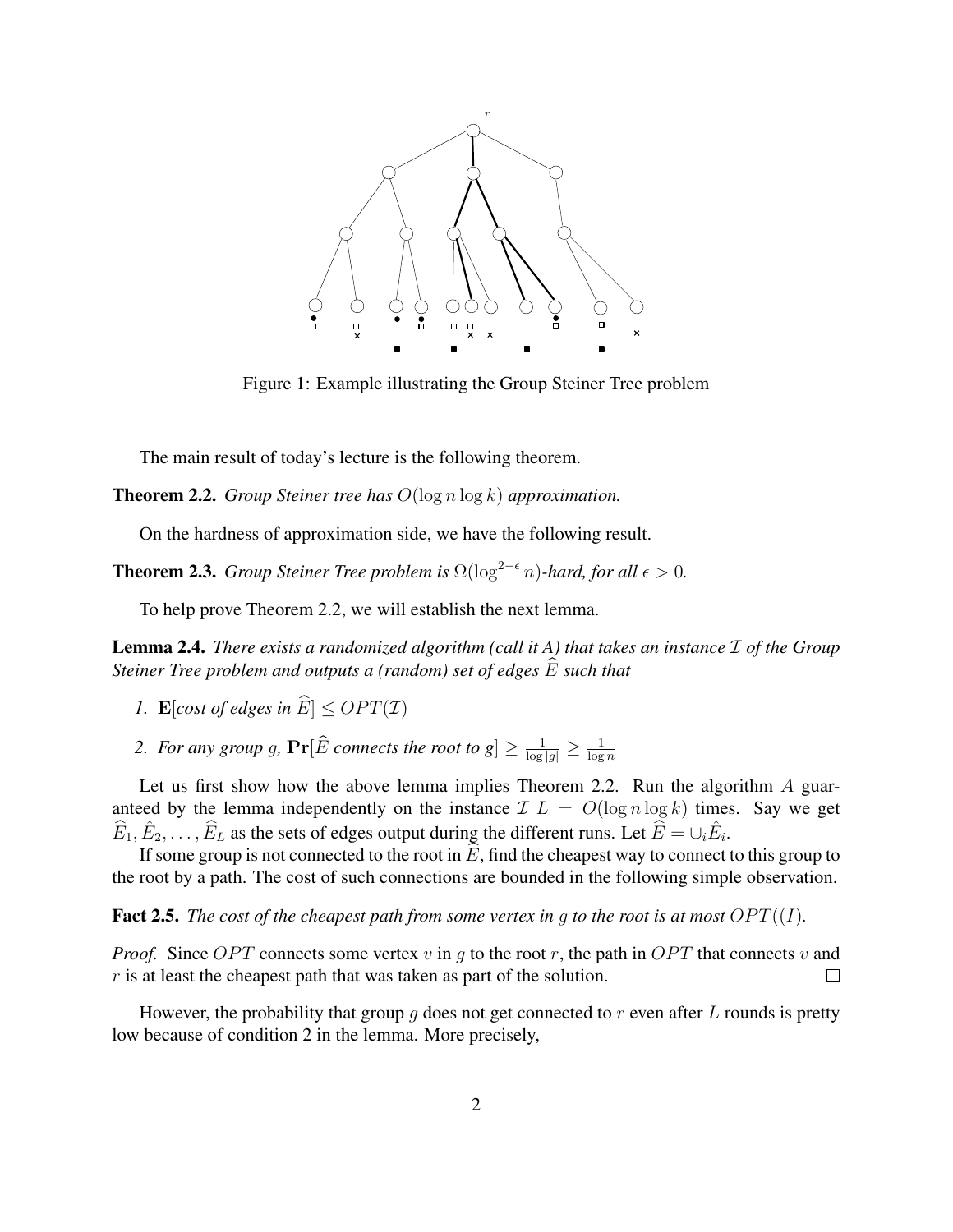Figure 1: Example illustrating the Group Steiner Tree problem

The main result of today's lecture is the following theorem.

**Theorem 2.2.** *Group Steiner tree has $O(\log n \log k)$ approximation.*

On the hardness of approximation side, we have the following result.

**Theorem 2.3.** *Group Steiner Tree problem is $\Omega(\log^{2-\epsilon} n)$-hard, for all $\epsilon > 0$.*

To help prove Theorem 2.2, we will establish the next lemma.

**Lemma 2.4.** *There exists a randomized algorithm (call it A) that takes an instance $\mathcal{I}$ of the Group Steiner Tree problem and outputs a (random) set of edges $\widehat{E}$ such that*

1. $\mathbf{E}$[*cost of edges in* $\widehat{E}$] $\leq OPT(\mathcal{I})$
2. *For any group $g$,* $\mathbf{Pr}[\widehat{E}$ *connects the root to* $g] \geq \frac{1}{\log |g|} \geq \frac{1}{\log n}$

Let us first show how the above lemma implies Theorem 2.2. Run the algorithm $A$ guaranteed by the lemma independently on the instance $\mathcal{I}$ $L = O(\log n \log k)$ times. Say we get $\widehat{E}_1, \hat{E}_2, \ldots, \widehat{E}_L$ as the sets of edges output during the different runs. Let $\widehat{E} = \cup_i \hat{E}_i$.

If some group is not connected to the root in $\widehat{E}$, find the cheapest way to connect to this group to the root by a path. The cost of such connections are bounded in the following simple observation.

**Fact 2.5.** *The cost of the cheapest path from some vertex in $g$ to the root is at most $OPT((I)$.*

*Proof.* Since $OPT$ connects some vertex $v$ in $g$ to the root $r$, the path in $OPT$ that connects $v$ and $r$ is at least the cheapest path that was taken as part of the solution. □

However, the probability that group $g$ does not get connected to $r$ even after $L$ rounds is pretty low because of condition 2 in the lemma. More precisely,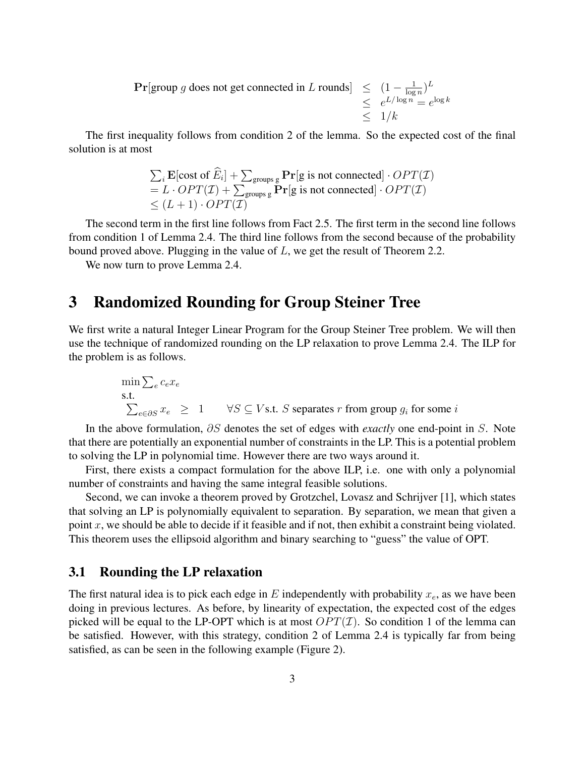$$
\begin{aligned}
\mathbf{Pr}[\text{group } g \text{ does not get connected in } L \text{ rounds}] &\leq (1 - \tfrac{1}{\log n})^L \\
&\leq e^{L/\log n} = e^{\log k} \\
&\leq 1/k
\end{aligned}
$$

The first inequality follows from condition 2 of the lemma. So the expected cost of the final solution is at most

$$
\begin{aligned}
&\textstyle\sum_i \mathbf{E}[\text{cost of } \widehat{E}_i] + \sum_{\text{groups g}} \mathbf{Pr}[\text{g is not connected}] \cdot OPT(\mathcal{I}) \\
&= L \cdot OPT(\mathcal{I}) + \textstyle\sum_{\text{groups g}} \mathbf{Pr}[\text{g is not connected}] \cdot OPT(\mathcal{I}) \\
&\leq (L+1) \cdot OPT(\mathcal{I})
\end{aligned}
$$

The second term in the first line follows from Fact 2.5. The first term in the second line follows from condition 1 of Lemma 2.4. The third line follows from the second because of the probability bound proved above. Plugging in the value of $L$, we get the result of Theorem 2.2.

We now turn to prove Lemma 2.4.

# 3 Randomized Rounding for Group Steiner Tree

We first write a natural Integer Linear Program for the Group Steiner Tree problem. We will then use the technique of randomized rounding on the LP relaxation to prove Lemma 2.4. The ILP for the problem is as follows.

$$
\begin{aligned}
&\min \textstyle\sum_e c_e x_e \\
&\text{s.t.} \\
&\textstyle\sum_{e \in \partial S} x_e \;\geq\; 1 \qquad \forall S \subseteq V \text{ s.t. } S \text{ separates } r \text{ from group } g_i \text{ for some } i
\end{aligned}
$$

In the above formulation, $\partial S$ denotes the set of edges with *exactly* one end-point in $S$. Note that there are potentially an exponential number of constraints in the LP. This is a potential problem to solving the LP in polynomial time. However there are two ways around it.

First, there exists a compact formulation for the above ILP, i.e. one with only a polynomial number of constraints and having the same integral feasible solutions.

Second, we can invoke a theorem proved by Grotzchel, Lovasz and Schrijver [1], which states that solving an LP is polynomially equivalent to separation. By separation, we mean that given a point $x$, we should be able to decide if it feasible and if not, then exhibit a constraint being violated. This theorem uses the ellipsoid algorithm and binary searching to "guess" the value of OPT.

## 3.1 Rounding the LP relaxation

The first natural idea is to pick each edge in $E$ independently with probability $x_e$, as we have been doing in previous lectures. As before, by linearity of expectation, the expected cost of the edges picked will be equal to the LP-OPT which is at most $OPT(\mathcal{I})$. So condition 1 of the lemma can be satisfied. However, with this strategy, condition 2 of Lemma 2.4 is typically far from being satisfied, as can be seen in the following example (Figure 2).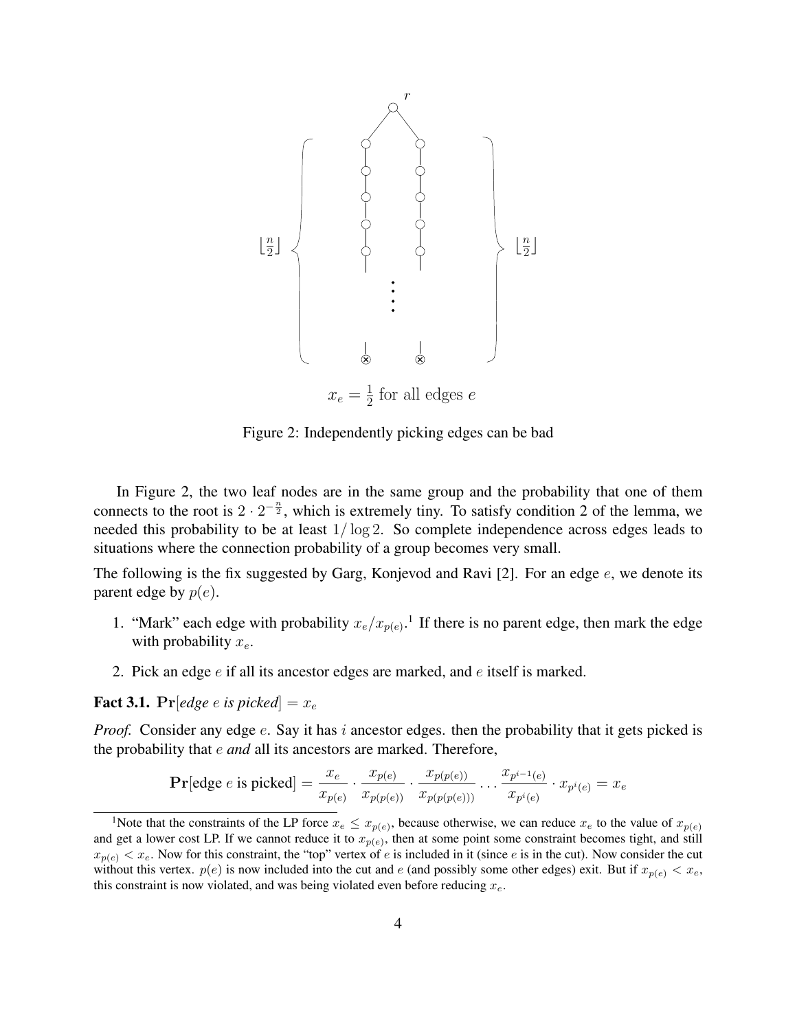$x_e = \frac{1}{2}$ for all edges $e$

Figure 2: Independently picking edges can be bad

In Figure 2, the two leaf nodes are in the same group and the probability that one of them connects to the root is $2 \cdot 2^{-\frac{n}{2}}$, which is extremely tiny. To satisfy condition 2 of the lemma, we needed this probability to be at least $1/\log 2$. So complete independence across edges leads to situations where the connection probability of a group becomes very small.

The following is the fix suggested by Garg, Konjevod and Ravi [2]. For an edge $e$, we denote its parent edge by $p(e)$.

1. "Mark" each edge with probability $x_e/x_{p(e)}$.[1] If there is no parent edge, then mark the edge with probability $x_e$.
2. Pick an edge $e$ if all its ancestor edges are marked, and $e$ itself is marked.

**Fact 3.1.** $\mathbf{Pr}[$*edge e is picked*$] = x_e$

*Proof.* Consider any edge $e$. Say it has $i$ ancestor edges. then the probability that it gets picked is the probability that $e$ *and* all its ancestors are marked. Therefore,

$$\mathbf{Pr}[\text{edge } e \text{ is picked}] = \frac{x_e}{x_{p(e)}} \cdot \frac{x_{p(e)}}{x_{p(p(e))}} \cdot \frac{x_{p(p(e))}}{x_{p(p(p(e)))}} \cdots \frac{x_{p^{i-1}(e)}}{x_{p^i(e)}} \cdot x_{p^i(e)} = x_e$$

[1] Note that the constraints of the LP force $x_e \leq x_{p(e)}$, because otherwise, we can reduce $x_e$ to the value of $x_{p(e)}$ and get a lower cost LP. If we cannot reduce it to $x_{p(e)}$, then at some point some constraint becomes tight, and still $x_{p(e)} < x_e$. Now for this constraint, the "top" vertex of $e$ is included in it (since $e$ is in the cut). Now consider the cut without this vertex. $p(e)$ is now included into the cut and $e$ (and possibly some other edges) exit. But if $x_{p(e)} < x_e$, this constraint is now violated, and was being violated even before reducing $x_e$.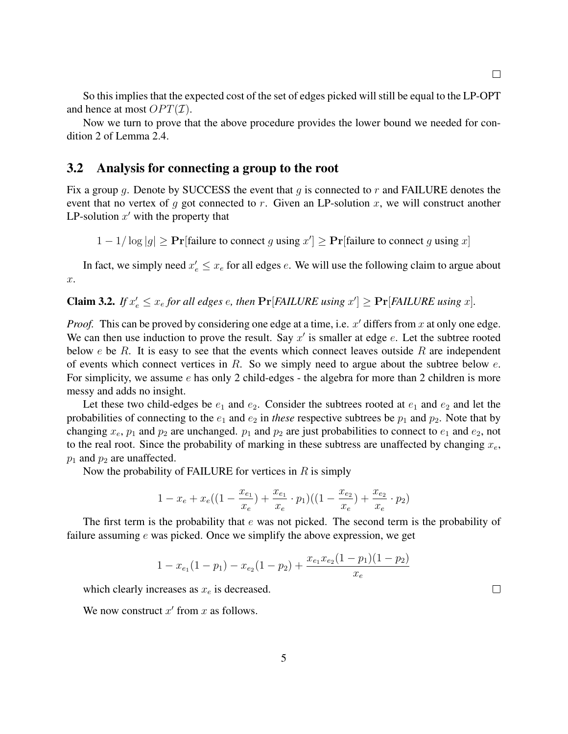□

So this implies that the expected cost of the set of edges picked will still be equal to the LP-OPT and hence at most $OPT(\mathcal{I})$.

Now we turn to prove that the above procedure provides the lower bound we needed for condition 2 of Lemma 2.4.

### 3.2 Analysis for connecting a group to the root

Fix a group $g$. Denote by SUCCESS the event that $g$ is connected to $r$ and FAILURE denotes the event that no vertex of $g$ got connected to $r$. Given an LP-solution $x$, we will construct another LP-solution $x'$ with the property that

$$1 - 1/\log|g| \geq \mathbf{Pr}[\text{failure to connect } g \text{ using } x'] \geq \mathbf{Pr}[\text{failure to connect } g \text{ using } x]$$

In fact, we simply need $x'_e \leq x_e$ for all edges $e$. We will use the following claim to argue about $x$.

**Claim 3.2.** *If $x'_e \leq x_e$ for all edges $e$, then $\mathbf{Pr}[\textit{FAILURE using } x'] \geq \mathbf{Pr}[\textit{FAILURE using } x]$.*

*Proof.* This can be proved by considering one edge at a time, i.e. $x'$ differs from $x$ at only one edge. We can then use induction to prove the result. Say $x'$ is smaller at edge $e$. Let the subtree rooted below $e$ be $R$. It is easy to see that the events which connect leaves outside $R$ are independent of events which connect vertices in $R$. So we simply need to argue about the subtree below $e$. For simplicity, we assume $e$ has only 2 child-edges - the algebra for more than 2 children is more messy and adds no insight.

Let these two child-edges be $e_1$ and $e_2$. Consider the subtrees rooted at $e_1$ and $e_2$ and let the probabilities of connecting to the $e_1$ and $e_2$ in *these* respective subtrees be $p_1$ and $p_2$. Note that by changing $x_e$, $p_1$ and $p_2$ are unchanged. $p_1$ and $p_2$ are just probabilities to connect to $e_1$ and $e_2$, not to the real root. Since the probability of marking in these subtress are unaffected by changing $x_e$, $p_1$ and $p_2$ are unaffected.

Now the probability of FAILURE for vertices in $R$ is simply

$$1 - x_e + x_e((1 - \frac{x_{e_1}}{x_e}) + \frac{x_{e_1}}{x_e} \cdot p_1)((1 - \frac{x_{e_2}}{x_e}) + \frac{x_{e_2}}{x_e} \cdot p_2)$$

The first term is the probability that $e$ was not picked. The second term is the probability of failure assuming $e$ was picked. Once we simplify the above expression, we get

$$1 - x_{e_1}(1 - p_1) - x_{e_2}(1 - p_2) + \frac{x_{e_1} x_{e_2}(1 - p_1)(1 - p_2)}{x_e}$$

which clearly increases as $x_e$ is decreased. □

We now construct $x'$ from $x$ as follows.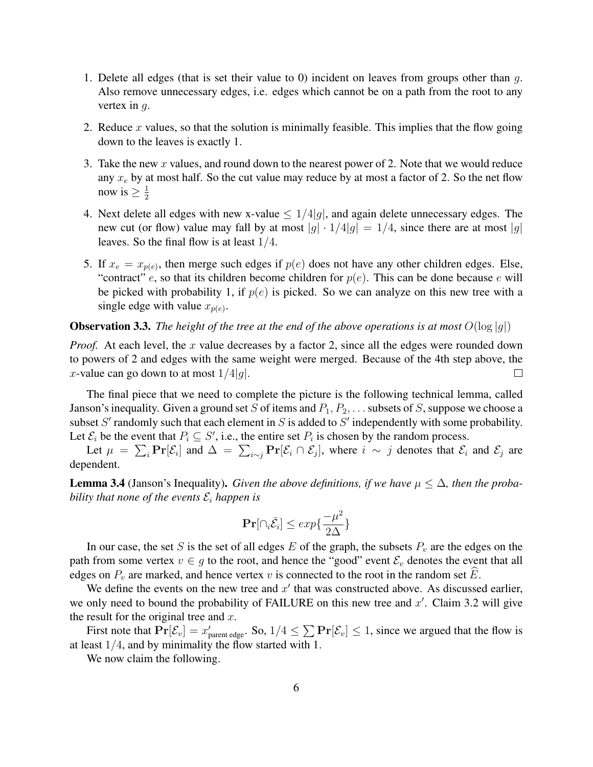1. Delete all edges (that is set their value to 0) incident on leaves from groups other than $g$. Also remove unnecessary edges, i.e. edges which cannot be on a path from the root to any vertex in $g$.

2. Reduce $x$ values, so that the solution is minimally feasible. This implies that the flow going down to the leaves is exactly 1.

3. Take the new $x$ values, and round down to the nearest power of 2. Note that we would reduce any $x_e$ by at most half. So the cut value may reduce by at most a factor of 2. So the net flow now is $\geq \frac{1}{2}$

4. Next delete all edges with new x-value $\leq 1/4|g|$, and again delete unnecessary edges. The new cut (or flow) value may fall by at most $|g| \cdot 1/4|g| = 1/4$, since there are at most $|g|$ leaves. So the final flow is at least $1/4$.

5. If $x_e = x_{p(e)}$, then merge such edges if $p(e)$ does not have any other children edges. Else, "contract" $e$, so that its children become children for $p(e)$. This can be done because $e$ will be picked with probability 1, if $p(e)$ is picked. So we can analyze on this new tree with a single edge with value $x_{p(e)}$.

**Observation 3.3.** *The height of the tree at the end of the above operations is at most $O(\log |g|)$*

*Proof.* At each level, the $x$ value decreases by a factor 2, since all the edges were rounded down to powers of 2 and edges with the same weight were merged. Because of the 4th step above, the $x$-value can go down to at most $1/4|g|$. □

The final piece that we need to complete the picture is the following technical lemma, called Janson's inequality. Given a ground set $S$ of items and $P_1, P_2, \ldots$ subsets of $S$, suppose we choose a subset $S'$ randomly such that each element in $S$ is added to $S'$ independently with some probability. Let $\mathcal{E}_i$ be the event that $P_i \subseteq S'$, i.e., the entire set $P_i$ is chosen by the random process.

Let $\mu = \sum_i \mathbf{Pr}[\mathcal{E}_i]$ and $\Delta = \sum_{i \sim j} \mathbf{Pr}[\mathcal{E}_i \cap \mathcal{E}_j]$, where $i \sim j$ denotes that $\mathcal{E}_i$ and $\mathcal{E}_j$ are dependent.

**Lemma 3.4** (Janson's Inequality). *Given the above definitions, if we have $\mu \leq \Delta$, then the probability that none of the events $\mathcal{E}_i$ happen is*

$$\mathbf{Pr}[\cap_i \bar{\mathcal{E}}_i] \leq exp\{\frac{-\mu^2}{2\Delta}\}$$

In our case, the set $S$ is the set of all edges $E$ of the graph, the subsets $P_v$ are the edges on the path from some vertex $v \in g$ to the root, and hence the "good" event $\mathcal{E}_v$ denotes the event that all edges on $P_v$ are marked, and hence vertex $v$ is connected to the root in the random set $\widehat{E}$.

We define the events on the new tree and $x'$ that was constructed above. As discussed earlier, we only need to bound the probability of FAILURE on this new tree and $x'$. Claim 3.2 will give the result for the original tree and $x$.

First note that $\mathbf{Pr}[\mathcal{E}_v] = x'_{\text{parent edge}}$. So, $1/4 \leq \sum \mathbf{Pr}[\mathcal{E}_v] \leq 1$, since we argued that the flow is at least $1/4$, and by minimality the flow started with 1.

We now claim the following.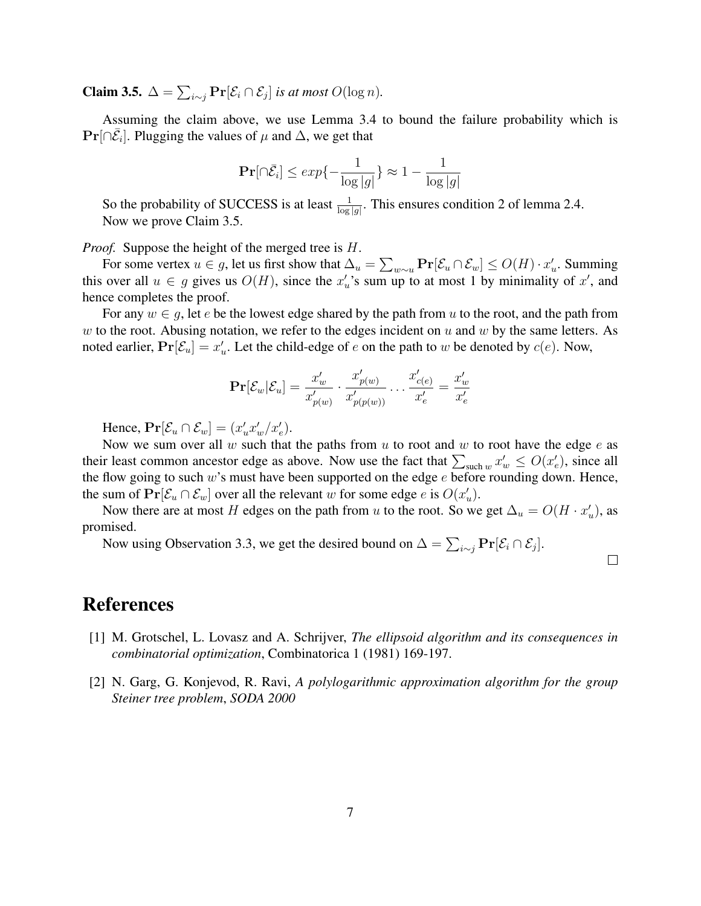**Claim 3.5.** $\Delta = \sum_{i \sim j} \mathbf{Pr}[\mathcal{E}_i \cap \mathcal{E}_j]$ *is at most* $O(\log n)$.

Assuming the claim above, we use Lemma 3.4 to bound the failure probability which is $\mathbf{Pr}[\cap \bar{\mathcal{E}}_i]$. Plugging the values of $\mu$ and $\Delta$, we get that

$$\mathbf{Pr}[\cap \bar{\mathcal{E}}_i] \leq exp\{-\frac{1}{\log |g|}\} \approx 1 - \frac{1}{\log |g|}$$

So the probability of SUCCESS is at least $\frac{1}{\log |g|}$. This ensures condition 2 of lemma 2.4.

Now we prove Claim 3.5.

*Proof.* Suppose the height of the merged tree is $H$.

For some vertex $u \in g$, let us first show that $\Delta_u = \sum_{w \sim u} \mathbf{Pr}[\mathcal{E}_u \cap \mathcal{E}_w] \leq O(H) \cdot x'_u$. Summing this over all $u \in g$ gives us $O(H)$, since the $x'_u$'s sum up to at most 1 by minimality of $x'$, and hence completes the proof.

For any $w \in g$, let $e$ be the lowest edge shared by the path from $u$ to the root, and the path from $w$ to the root. Abusing notation, we refer to the edges incident on $u$ and $w$ by the same letters. As noted earlier, $\mathbf{Pr}[\mathcal{E}_u] = x'_u$. Let the child-edge of $e$ on the path to $w$ be denoted by $c(e)$. Now,

$$\mathbf{Pr}[\mathcal{E}_w | \mathcal{E}_u] = \frac{x'_w}{x'_{p(w)}} \cdot \frac{x'_{p(w)}}{x'_{p(p(w))}} \cdots \frac{x'_{c(e)}}{x'_e} = \frac{x'_w}{x'_e}$$

Hence, $\mathbf{Pr}[\mathcal{E}_u \cap \mathcal{E}_w] = (x'_u x'_w / x'_e)$.

Now we sum over all $w$ such that the paths from $u$ to root and $w$ to root have the edge $e$ as their least common ancestor edge as above. Now use the fact that $\sum_{\text{such } w} x'_w \leq O(x'_e)$, since all the flow going to such $w$'s must have been supported on the edge $e$ before rounding down. Hence, the sum of $\mathbf{Pr}[\mathcal{E}_u \cap \mathcal{E}_w]$ over all the relevant $w$ for some edge $e$ is $O(x'_u)$.

Now there are at most $H$ edges on the path from $u$ to the root. So we get $\Delta_u = O(H \cdot x'_u)$, as promised.

Now using Observation 3.3, we get the desired bound on $\Delta = \sum_{i \sim j} \mathbf{Pr}[\mathcal{E}_i \cap \mathcal{E}_j]$. □

# References

[1] M. Grotschel, L. Lovasz and A. Schrijver, *The ellipsoid algorithm and its consequences in combinatorial optimization*, Combinatorica 1 (1981) 169-197.

[2] N. Garg, G. Konjevod, R. Ravi, *A polylogarithmic approximation algorithm for the group Steiner tree problem*, *SODA 2000*